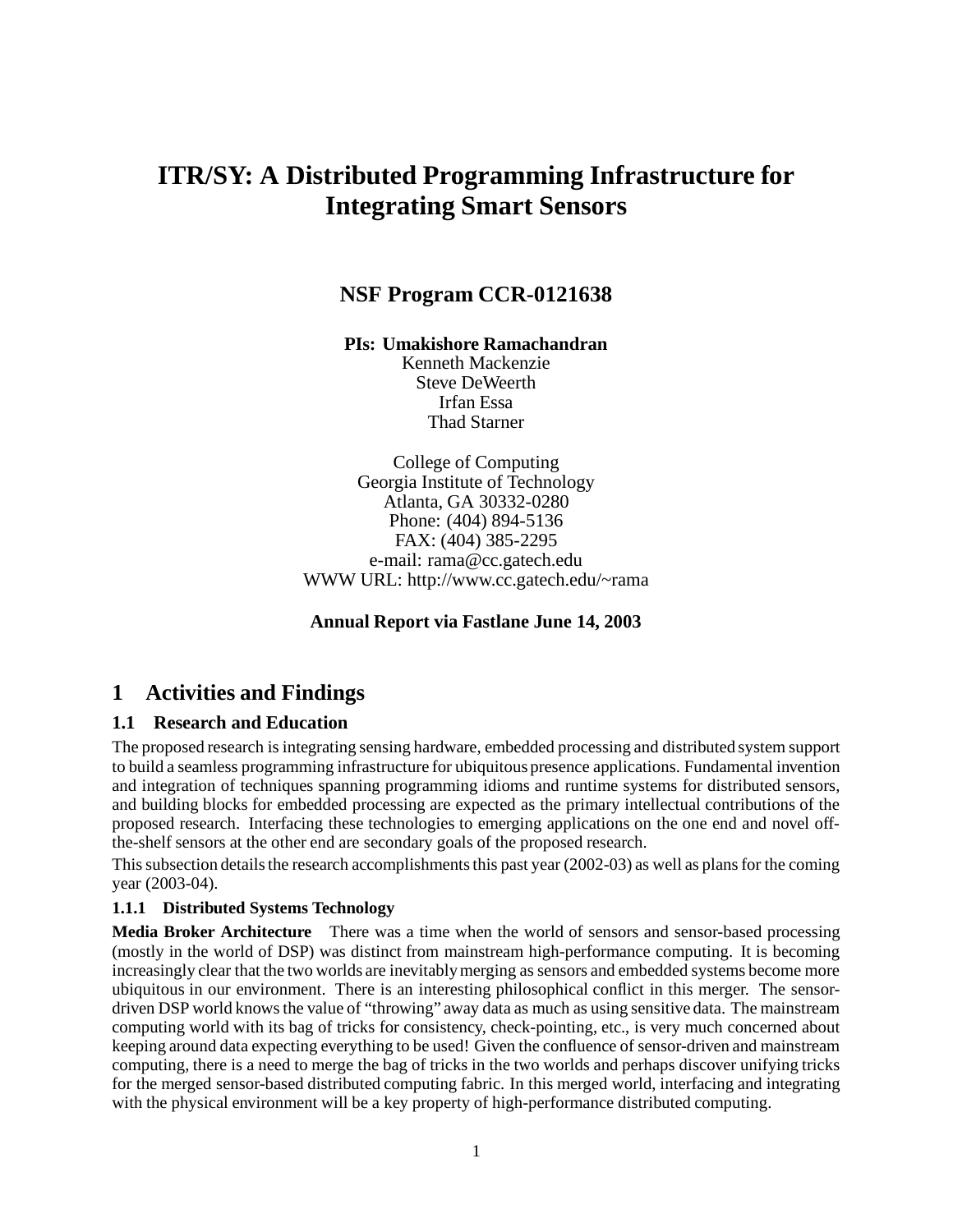# ITR/SY: A Distributed Programming Infrastructure for Integrating Smart Sensors

## NSF Program CCR-0121638

**PIs: Umakishore Ramachandran**
Kenneth Mackenzie
Steve DeWeerth
Irfan Essa
Thad Starner

College of Computing
Georgia Institute of Technology
Atlanta, GA 30332-0280
Phone: (404) 894-5136
FAX: (404) 385-2295
e-mail: rama@cc.gatech.edu
WWW URL: http://www.cc.gatech.edu/~rama

**Annual Report via Fastlane June 14, 2003**

# 1 Activities and Findings

## 1.1 Research and Education

The proposed research is integrating sensing hardware, embedded processing and distributed system support to build a seamless programming infrastructure for ubiquitous presence applications. Fundamental invention and integration of techniques spanning programming idioms and runtime systems for distributed sensors, and building blocks for embedded processing are expected as the primary intellectual contributions of the proposed research. Interfacing these technologies to emerging applications on the one end and novel off-the-shelf sensors at the other end are secondary goals of the proposed research.

This subsection details the research accomplishments this past year (2002-03) as well as plans for the coming year (2003-04).

### 1.1.1 Distributed Systems Technology

**Media Broker Architecture** There was a time when the world of sensors and sensor-based processing (mostly in the world of DSP) was distinct from mainstream high-performance computing. It is becoming increasingly clear that the two worlds are inevitably merging as sensors and embedded systems become more ubiquitous in our environment. There is an interesting philosophical conflict in this merger. The sensor-driven DSP world knows the value of "throwing" away data as much as using sensitive data. The mainstream computing world with its bag of tricks for consistency, check-pointing, etc., is very much concerned about keeping around data expecting everything to be used! Given the confluence of sensor-driven and mainstream computing, there is a need to merge the bag of tricks in the two worlds and perhaps discover unifying tricks for the merged sensor-based distributed computing fabric. In this merged world, interfacing and integrating with the physical environment will be a key property of high-performance distributed computing.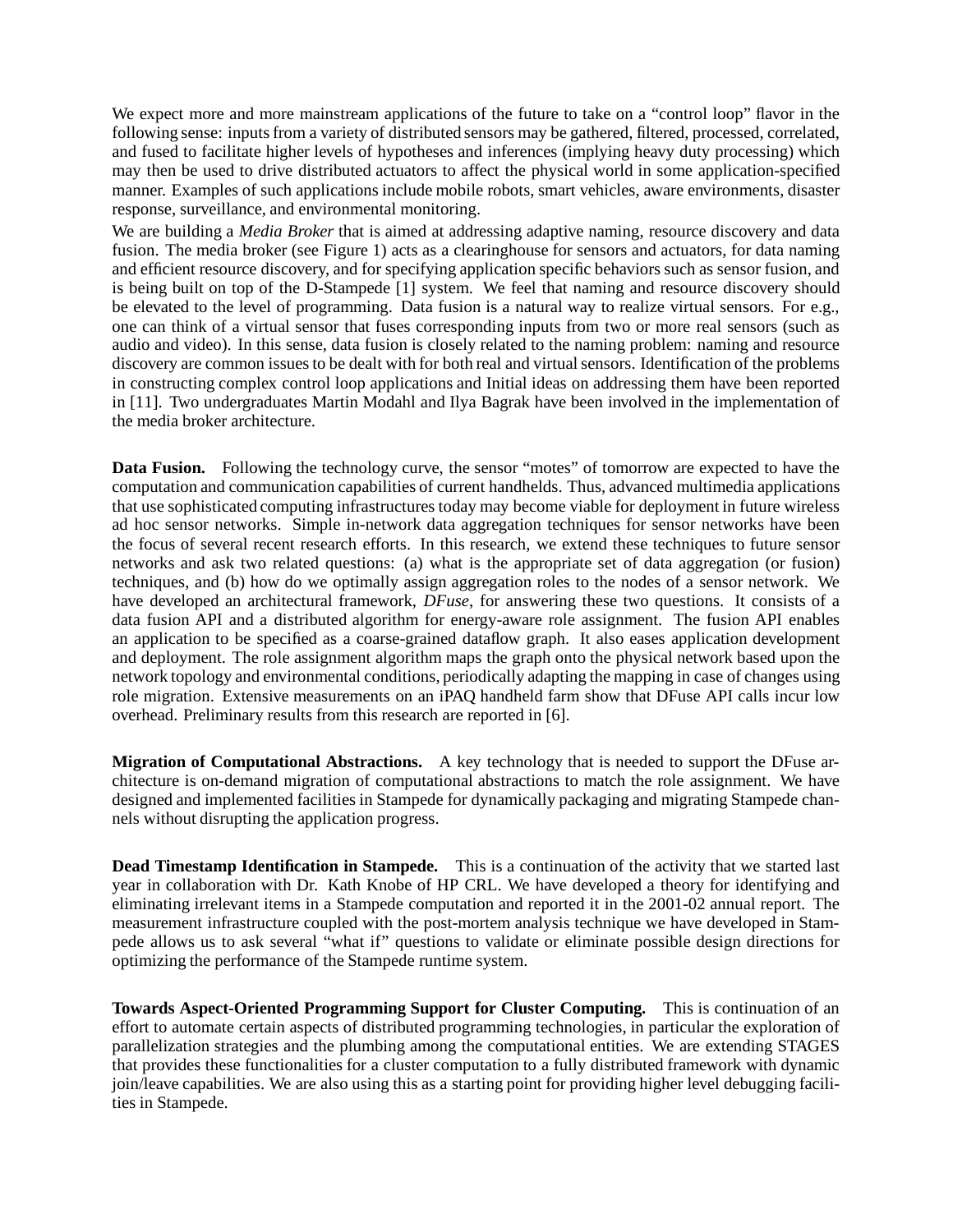We expect more and more mainstream applications of the future to take on a "control loop" flavor in the following sense: inputs from a variety of distributed sensors may be gathered, filtered, processed, correlated, and fused to facilitate higher levels of hypotheses and inferences (implying heavy duty processing) which may then be used to drive distributed actuators to affect the physical world in some application-specified manner. Examples of such applications include mobile robots, smart vehicles, aware environments, disaster response, surveillance, and environmental monitoring.

We are building a *Media Broker* that is aimed at addressing adaptive naming, resource discovery and data fusion. The media broker (see Figure 1) acts as a clearinghouse for sensors and actuators, for data naming and efficient resource discovery, and for specifying application specific behaviors such as sensor fusion, and is being built on top of the D-Stampede [1] system. We feel that naming and resource discovery should be elevated to the level of programming. Data fusion is a natural way to realize virtual sensors. For e.g., one can think of a virtual sensor that fuses corresponding inputs from two or more real sensors (such as audio and video). In this sense, data fusion is closely related to the naming problem: naming and resource discovery are common issues to be dealt with for both real and virtual sensors. Identification of the problems in constructing complex control loop applications and Initial ideas on addressing them have been reported in [11]. Two undergraduates Martin Modahl and Ilya Bagrak have been involved in the implementation of the media broker architecture.

**Data Fusion.** Following the technology curve, the sensor "motes" of tomorrow are expected to have the computation and communication capabilities of current handhelds. Thus, advanced multimedia applications that use sophisticated computing infrastructures today may become viable for deployment in future wireless ad hoc sensor networks. Simple in-network data aggregation techniques for sensor networks have been the focus of several recent research efforts. In this research, we extend these techniques to future sensor networks and ask two related questions: (a) what is the appropriate set of data aggregation (or fusion) techniques, and (b) how do we optimally assign aggregation roles to the nodes of a sensor network. We have developed an architectural framework, *DFuse*, for answering these two questions. It consists of a data fusion API and a distributed algorithm for energy-aware role assignment. The fusion API enables an application to be specified as a coarse-grained dataflow graph. It also eases application development and deployment. The role assignment algorithm maps the graph onto the physical network based upon the network topology and environmental conditions, periodically adapting the mapping in case of changes using role migration. Extensive measurements on an iPAQ handheld farm show that DFuse API calls incur low overhead. Preliminary results from this research are reported in [6].

**Migration of Computational Abstractions.** A key technology that is needed to support the DFuse architecture is on-demand migration of computational abstractions to match the role assignment. We have designed and implemented facilities in Stampede for dynamically packaging and migrating Stampede channels without disrupting the application progress.

**Dead Timestamp Identification in Stampede.** This is a continuation of the activity that we started last year in collaboration with Dr. Kath Knobe of HP CRL. We have developed a theory for identifying and eliminating irrelevant items in a Stampede computation and reported it in the 2001-02 annual report. The measurement infrastructure coupled with the post-mortem analysis technique we have developed in Stampede allows us to ask several "what if" questions to validate or eliminate possible design directions for optimizing the performance of the Stampede runtime system.

**Towards Aspect-Oriented Programming Support for Cluster Computing.** This is continuation of an effort to automate certain aspects of distributed programming technologies, in particular the exploration of parallelization strategies and the plumbing among the computational entities. We are extending STAGES that provides these functionalities for a cluster computation to a fully distributed framework with dynamic join/leave capabilities. We are also using this as a starting point for providing higher level debugging facilities in Stampede.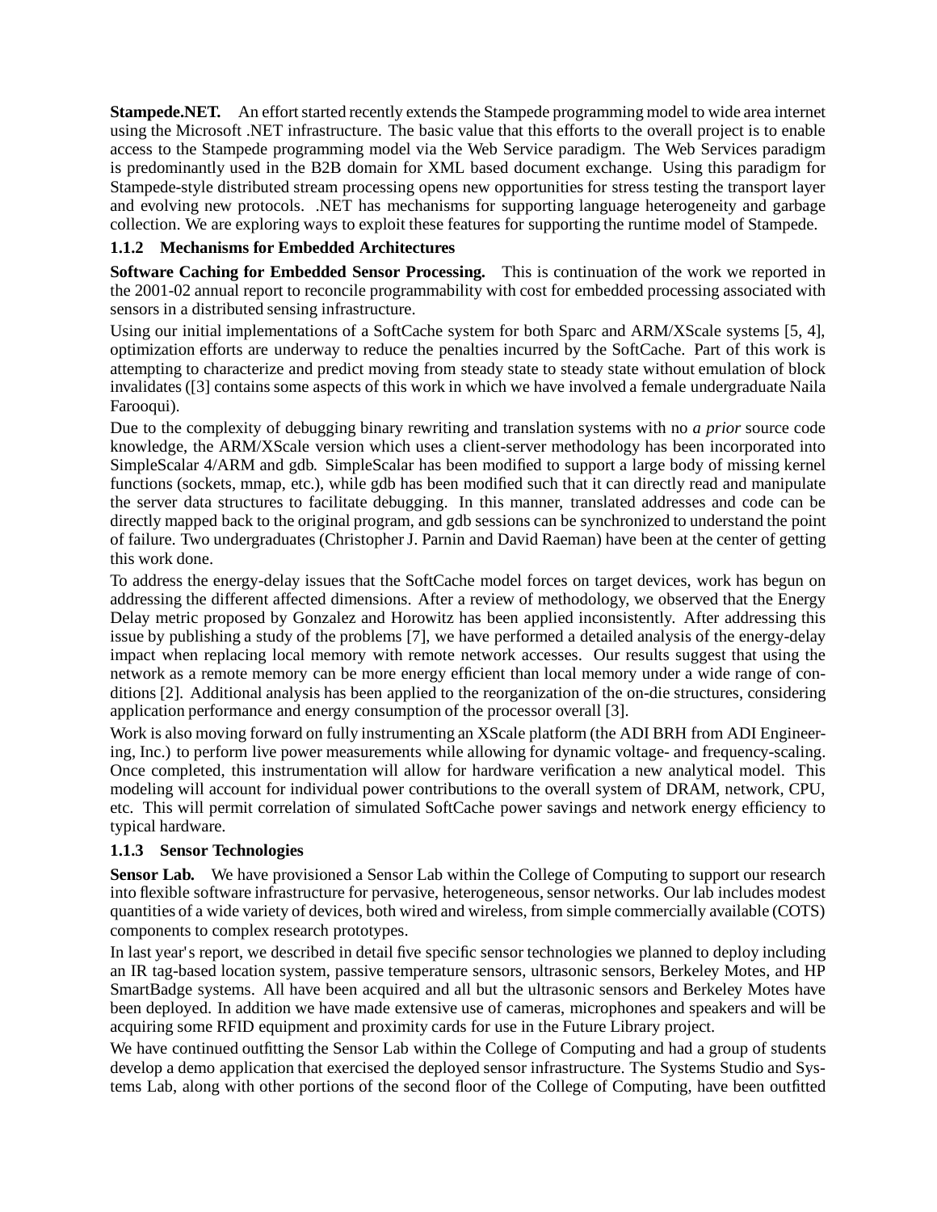**Stampede.NET.** An effort started recently extends the Stampede programming model to wide area internet using the Microsoft .NET infrastructure. The basic value that this efforts to the overall project is to enable access to the Stampede programming model via the Web Service paradigm. The Web Services paradigm is predominantly used in the B2B domain for XML based document exchange. Using this paradigm for Stampede-style distributed stream processing opens new opportunities for stress testing the transport layer and evolving new protocols. .NET has mechanisms for supporting language heterogeneity and garbage collection. We are exploring ways to exploit these features for supporting the runtime model of Stampede.

### 1.1.2 Mechanisms for Embedded Architectures

**Software Caching for Embedded Sensor Processing.** This is continuation of the work we reported in the 2001-02 annual report to reconcile programmability with cost for embedded processing associated with sensors in a distributed sensing infrastructure.

Using our initial implementations of a SoftCache system for both Sparc and ARM/XScale systems [5, 4], optimization efforts are underway to reduce the penalties incurred by the SoftCache. Part of this work is attempting to characterize and predict moving from steady state to steady state without emulation of block invalidates ([3] contains some aspects of this work in which we have involved a female undergraduate Naila Farooqui).

Due to the complexity of debugging binary rewriting and translation systems with no *a prior* source code knowledge, the ARM/XScale version which uses a client-server methodology has been incorporated into SimpleScalar 4/ARM and gdb. SimpleScalar has been modified to support a large body of missing kernel functions (sockets, mmap, etc.), while gdb has been modified such that it can directly read and manipulate the server data structures to facilitate debugging. In this manner, translated addresses and code can be directly mapped back to the original program, and gdb sessions can be synchronized to understand the point of failure. Two undergraduates (Christopher J. Parnin and David Raeman) have been at the center of getting this work done.

To address the energy-delay issues that the SoftCache model forces on target devices, work has begun on addressing the different affected dimensions. After a review of methodology, we observed that the Energy Delay metric proposed by Gonzalez and Horowitz has been applied inconsistently. After addressing this issue by publishing a study of the problems [7], we have performed a detailed analysis of the energy-delay impact when replacing local memory with remote network accesses. Our results suggest that using the network as a remote memory can be more energy efficient than local memory under a wide range of conditions [2]. Additional analysis has been applied to the reorganization of the on-die structures, considering application performance and energy consumption of the processor overall [3].

Work is also moving forward on fully instrumenting an XScale platform (the ADI BRH from ADI Engineering, Inc.) to perform live power measurements while allowing for dynamic voltage- and frequency-scaling. Once completed, this instrumentation will allow for hardware verification a new analytical model. This modeling will account for individual power contributions to the overall system of DRAM, network, CPU, etc. This will permit correlation of simulated SoftCache power savings and network energy efficiency to typical hardware.

### 1.1.3 Sensor Technologies

**Sensor Lab.** We have provisioned a Sensor Lab within the College of Computing to support our research into flexible software infrastructure for pervasive, heterogeneous, sensor networks. Our lab includes modest quantities of a wide variety of devices, both wired and wireless, from simple commercially available (COTS) components to complex research prototypes.

In last year's report, we described in detail five specific sensor technologies we planned to deploy including an IR tag-based location system, passive temperature sensors, ultrasonic sensors, Berkeley Motes, and HP SmartBadge systems. All have been acquired and all but the ultrasonic sensors and Berkeley Motes have been deployed. In addition we have made extensive use of cameras, microphones and speakers and will be acquiring some RFID equipment and proximity cards for use in the Future Library project.

We have continued outfitting the Sensor Lab within the College of Computing and had a group of students develop a demo application that exercised the deployed sensor infrastructure. The Systems Studio and Systems Lab, along with other portions of the second floor of the College of Computing, have been outfitted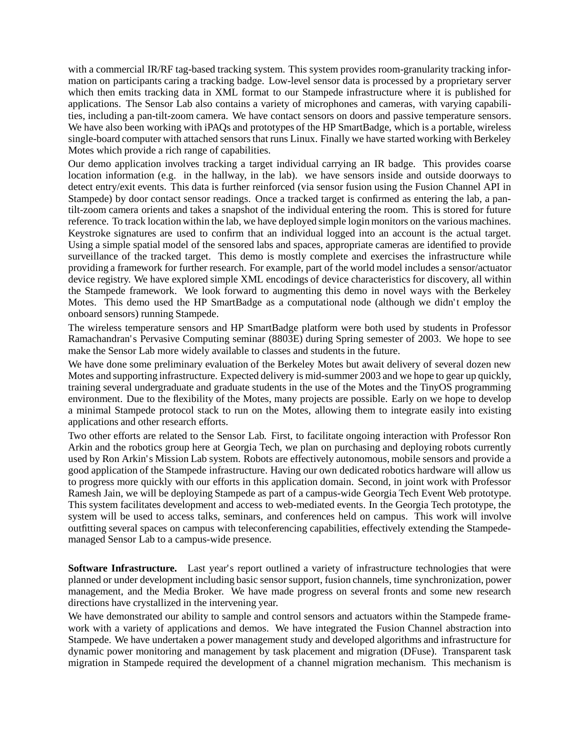with a commercial IR/RF tag-based tracking system. This system provides room-granularity tracking information on participants caring a tracking badge. Low-level sensor data is processed by a proprietary server which then emits tracking data in XML format to our Stampede infrastructure where it is published for applications. The Sensor Lab also contains a variety of microphones and cameras, with varying capabilities, including a pan-tilt-zoom camera. We have contact sensors on doors and passive temperature sensors. We have also been working with iPAQs and prototypes of the HP SmartBadge, which is a portable, wireless single-board computer with attached sensors that runs Linux. Finally we have started working with Berkeley Motes which provide a rich range of capabilities.

Our demo application involves tracking a target individual carrying an IR badge. This provides coarse location information (e.g. in the hallway, in the lab). we have sensors inside and outside doorways to detect entry/exit events. This data is further reinforced (via sensor fusion using the Fusion Channel API in Stampede) by door contact sensor readings. Once a tracked target is confirmed as entering the lab, a pan-tilt-zoom camera orients and takes a snapshot of the individual entering the room. This is stored for future reference. To track location within the lab, we have deployed simple login monitors on the various machines. Keystroke signatures are used to confirm that an individual logged into an account is the actual target. Using a simple spatial model of the sensored labs and spaces, appropriate cameras are identified to provide surveillance of the tracked target. This demo is mostly complete and exercises the infrastructure while providing a framework for further research. For example, part of the world model includes a sensor/actuator device registry. We have explored simple XML encodings of device characteristics for discovery, all within the Stampede framework. We look forward to augmenting this demo in novel ways with the Berkeley Motes. This demo used the HP SmartBadge as a computational node (although we didn't employ the onboard sensors) running Stampede.

The wireless temperature sensors and HP SmartBadge platform were both used by students in Professor Ramachandran's Pervasive Computing seminar (8803E) during Spring semester of 2003. We hope to see make the Sensor Lab more widely available to classes and students in the future.

We have done some preliminary evaluation of the Berkeley Motes but await delivery of several dozen new Motes and supporting infrastructure. Expected delivery is mid-summer 2003 and we hope to gear up quickly, training several undergraduate and graduate students in the use of the Motes and the TinyOS programming environment. Due to the flexibility of the Motes, many projects are possible. Early on we hope to develop a minimal Stampede protocol stack to run on the Motes, allowing them to integrate easily into existing applications and other research efforts.

Two other efforts are related to the Sensor Lab. First, to facilitate ongoing interaction with Professor Ron Arkin and the robotics group here at Georgia Tech, we plan on purchasing and deploying robots currently used by Ron Arkin's Mission Lab system. Robots are effectively autonomous, mobile sensors and provide a good application of the Stampede infrastructure. Having our own dedicated robotics hardware will allow us to progress more quickly with our efforts in this application domain. Second, in joint work with Professor Ramesh Jain, we will be deploying Stampede as part of a campus-wide Georgia Tech Event Web prototype. This system facilitates development and access to web-mediated events. In the Georgia Tech prototype, the system will be used to access talks, seminars, and conferences held on campus. This work will involve outfitting several spaces on campus with teleconferencing capabilities, effectively extending the Stampede-managed Sensor Lab to a campus-wide presence.

**Software Infrastructure.** Last year's report outlined a variety of infrastructure technologies that were planned or under development including basic sensor support, fusion channels, time synchronization, power management, and the Media Broker. We have made progress on several fronts and some new research directions have crystallized in the intervening year.

We have demonstrated our ability to sample and control sensors and actuators within the Stampede framework with a variety of applications and demos. We have integrated the Fusion Channel abstraction into Stampede. We have undertaken a power management study and developed algorithms and infrastructure for dynamic power monitoring and management by task placement and migration (DFuse). Transparent task migration in Stampede required the development of a channel migration mechanism. This mechanism is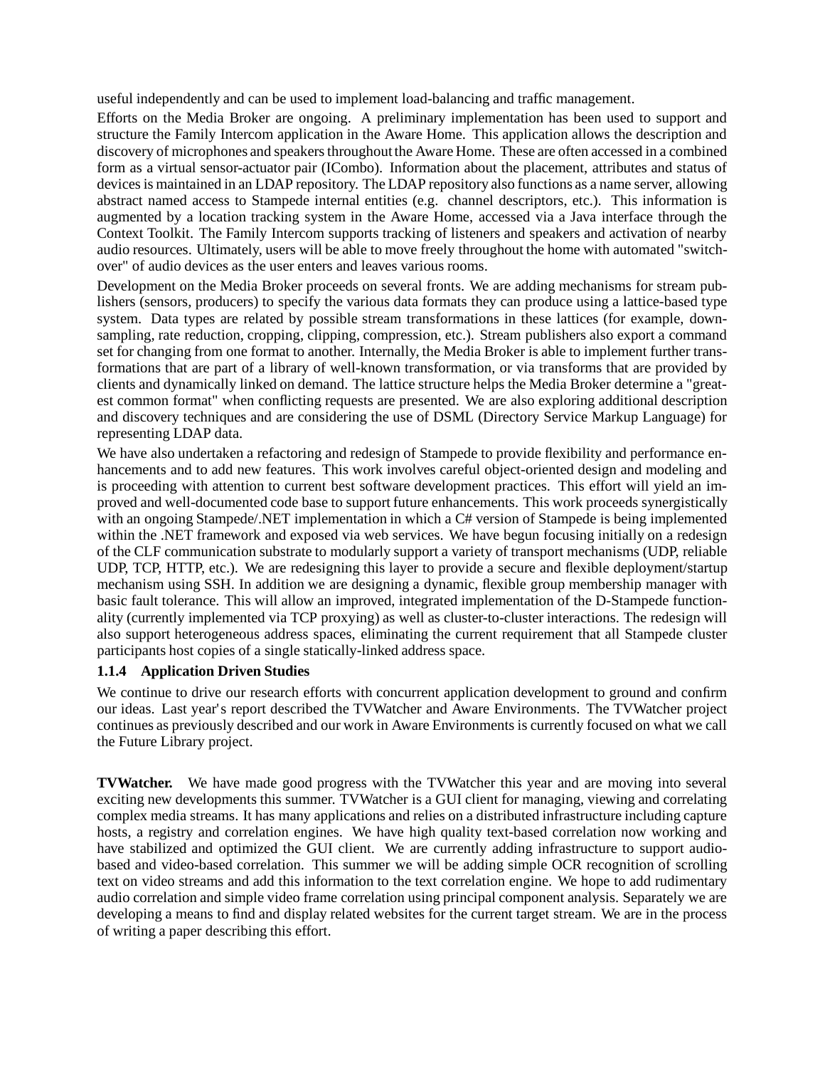useful independently and can be used to implement load-balancing and traffic management.

Efforts on the Media Broker are ongoing. A preliminary implementation has been used to support and structure the Family Intercom application in the Aware Home. This application allows the description and discovery of microphones and speakers throughout the Aware Home. These are often accessed in a combined form as a virtual sensor-actuator pair (ICombo). Information about the placement, attributes and status of devices is maintained in an LDAP repository. The LDAP repository also functions as a name server, allowing abstract named access to Stampede internal entities (e.g. channel descriptors, etc.). This information is augmented by a location tracking system in the Aware Home, accessed via a Java interface through the Context Toolkit. The Family Intercom supports tracking of listeners and speakers and activation of nearby audio resources. Ultimately, users will be able to move freely throughout the home with automated "switch-over" of audio devices as the user enters and leaves various rooms.

Development on the Media Broker proceeds on several fronts. We are adding mechanisms for stream publishers (sensors, producers) to specify the various data formats they can produce using a lattice-based type system. Data types are related by possible stream transformations in these lattices (for example, down-sampling, rate reduction, cropping, clipping, compression, etc.). Stream publishers also export a command set for changing from one format to another. Internally, the Media Broker is able to implement further transformations that are part of a library of well-known transformation, or via transforms that are provided by clients and dynamically linked on demand. The lattice structure helps the Media Broker determine a "greatest common format" when conflicting requests are presented. We are also exploring additional description and discovery techniques and are considering the use of DSML (Directory Service Markup Language) for representing LDAP data.

We have also undertaken a refactoring and redesign of Stampede to provide flexibility and performance enhancements and to add new features. This work involves careful object-oriented design and modeling and is proceeding with attention to current best software development practices. This effort will yield an improved and well-documented code base to support future enhancements. This work proceeds synergistically with an ongoing Stampede/.NET implementation in which a C# version of Stampede is being implemented within the .NET framework and exposed via web services. We have begun focusing initially on a redesign of the CLF communication substrate to modularly support a variety of transport mechanisms (UDP, reliable UDP, TCP, HTTP, etc.). We are redesigning this layer to provide a secure and flexible deployment/startup mechanism using SSH. In addition we are designing a dynamic, flexible group membership manager with basic fault tolerance. This will allow an improved, integrated implementation of the D-Stampede functionality (currently implemented via TCP proxying) as well as cluster-to-cluster interactions. The redesign will also support heterogeneous address spaces, eliminating the current requirement that all Stampede cluster participants host copies of a single statically-linked address space.

#### 1.1.4 Application Driven Studies

We continue to drive our research efforts with concurrent application development to ground and confirm our ideas. Last year's report described the TVWatcher and Aware Environments. The TVWatcher project continues as previously described and our work in Aware Environments is currently focused on what we call the Future Library project.

**TVWatcher.** We have made good progress with the TVWatcher this year and are moving into several exciting new developments this summer. TVWatcher is a GUI client for managing, viewing and correlating complex media streams. It has many applications and relies on a distributed infrastructure including capture hosts, a registry and correlation engines. We have high quality text-based correlation now working and have stabilized and optimized the GUI client. We are currently adding infrastructure to support audio-based and video-based correlation. This summer we will be adding simple OCR recognition of scrolling text on video streams and add this information to the text correlation engine. We hope to add rudimentary audio correlation and simple video frame correlation using principal component analysis. Separately we are developing a means to find and display related websites for the current target stream. We are in the process of writing a paper describing this effort.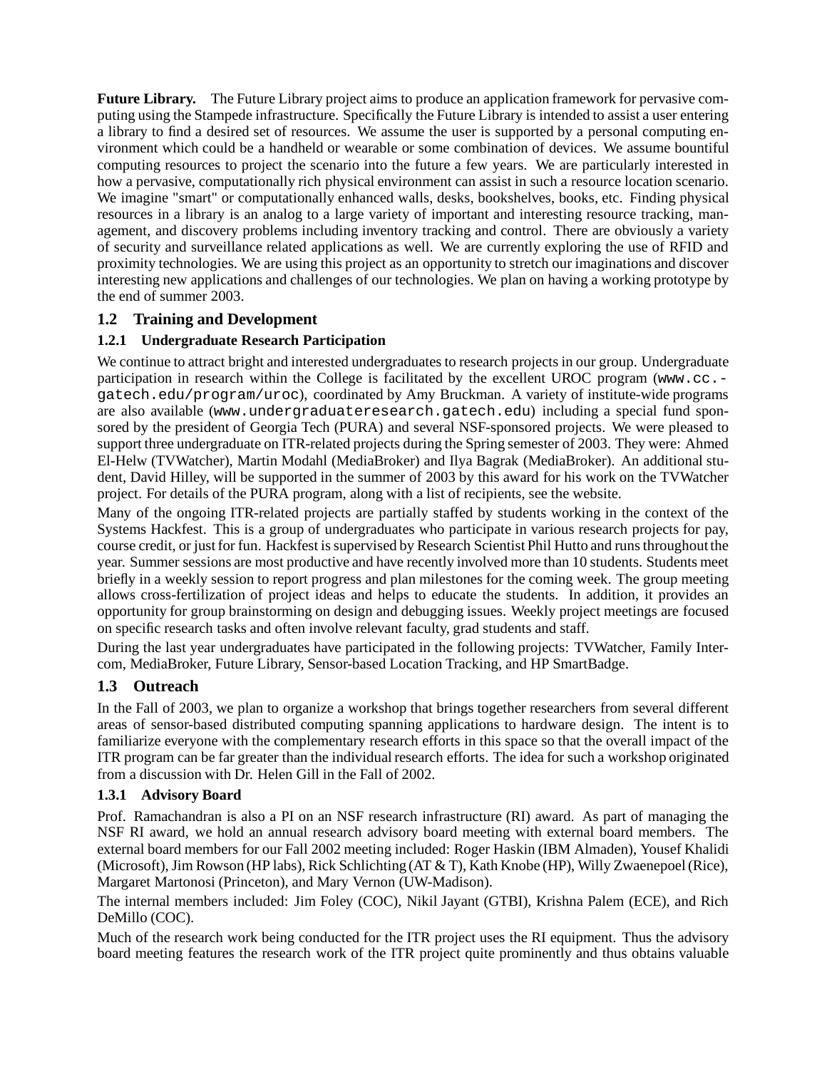**Future Library.** The Future Library project aims to produce an application framework for pervasive computing using the Stampede infrastructure. Specifically the Future Library is intended to assist a user entering a library to find a desired set of resources. We assume the user is supported by a personal computing environment which could be a handheld or wearable or some combination of devices. We assume bountiful computing resources to project the scenario into the future a few years. We are particularly interested in how a pervasive, computationally rich physical environment can assist in such a resource location scenario. We imagine "smart" or computationally enhanced walls, desks, bookshelves, books, etc. Finding physical resources in a library is an analog to a large variety of important and interesting resource tracking, management, and discovery problems including inventory tracking and control. There are obviously a variety of security and surveillance related applications as well. We are currently exploring the use of RFID and proximity technologies. We are using this project as an opportunity to stretch our imaginations and discover interesting new applications and challenges of our technologies. We plan on having a working prototype by the end of summer 2003.

## 1.2 Training and Development

### 1.2.1 Undergraduate Research Participation

We continue to attract bright and interested undergraduates to research projects in our group. Undergraduate participation in research within the College is facilitated by the excellent UROC program (`www.cc.gatech.edu/program/uroc`), coordinated by Amy Bruckman. A variety of institute-wide programs are also available (`www.undergraduateresearch.gatech.edu`) including a special fund sponsored by the president of Georgia Tech (PURA) and several NSF-sponsored projects. We were pleased to support three undergraduate on ITR-related projects during the Spring semester of 2003. They were: Ahmed El-Helw (TVWatcher), Martin Modahl (MediaBroker) and Ilya Bagrak (MediaBroker). An additional student, David Hilley, will be supported in the summer of 2003 by this award for his work on the TVWatcher project. For details of the PURA program, along with a list of recipients, see the website.

Many of the ongoing ITR-related projects are partially staffed by students working in the context of the Systems Hackfest. This is a group of undergraduates who participate in various research projects for pay, course credit, or just for fun. Hackfest is supervised by Research Scientist Phil Hutto and runs throughout the year. Summer sessions are most productive and have recently involved more than 10 students. Students meet briefly in a weekly session to report progress and plan milestones for the coming week. The group meeting allows cross-fertilization of project ideas and helps to educate the students. In addition, it provides an opportunity for group brainstorming on design and debugging issues. Weekly project meetings are focused on specific research tasks and often involve relevant faculty, grad students and staff.

During the last year undergraduates have participated in the following projects: TVWatcher, Family Intercom, MediaBroker, Future Library, Sensor-based Location Tracking, and HP SmartBadge.

## 1.3 Outreach

In the Fall of 2003, we plan to organize a workshop that brings together researchers from several different areas of sensor-based distributed computing spanning applications to hardware design. The intent is to familiarize everyone with the complementary research efforts in this space so that the overall impact of the ITR program can be far greater than the individual research efforts. The idea for such a workshop originated from a discussion with Dr. Helen Gill in the Fall of 2002.

### 1.3.1 Advisory Board

Prof. Ramachandran is also a PI on an NSF research infrastructure (RI) award. As part of managing the NSF RI award, we hold an annual research advisory board meeting with external board members. The external board members for our Fall 2002 meeting included: Roger Haskin (IBM Almaden), Yousef Khalidi (Microsoft), Jim Rowson (HP labs), Rick Schlichting (AT & T), Kath Knobe (HP), Willy Zwaenepoel (Rice), Margaret Martonosi (Princeton), and Mary Vernon (UW-Madison).

The internal members included: Jim Foley (COC), Nikil Jayant (GTBI), Krishna Palem (ECE), and Rich DeMillo (COC).

Much of the research work being conducted for the ITR project uses the RI equipment. Thus the advisory board meeting features the research work of the ITR project quite prominently and thus obtains valuable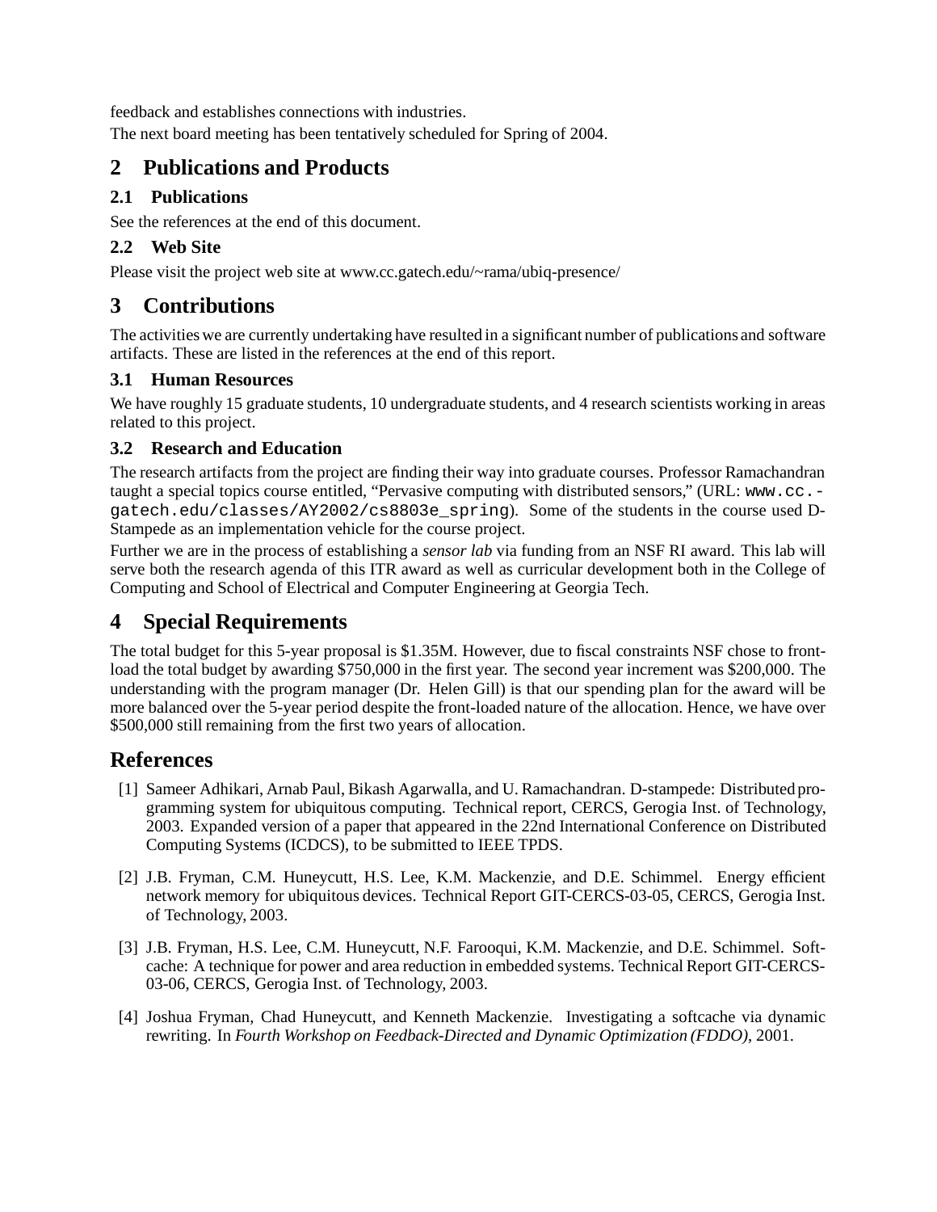feedback and establishes connections with industries.

The next board meeting has been tentatively scheduled for Spring of 2004.

# 2 Publications and Products

## 2.1 Publications

See the references at the end of this document.

## 2.2 Web Site

Please visit the project web site at www.cc.gatech.edu/~rama/ubiq-presence/

# 3 Contributions

The activities we are currently undertaking have resulted in a significant number of publications and software artifacts. These are listed in the references at the end of this report.

## 3.1 Human Resources

We have roughly 15 graduate students, 10 undergraduate students, and 4 research scientists working in areas related to this project.

## 3.2 Research and Education

The research artifacts from the project are finding their way into graduate courses. Professor Ramachandran taught a special topics course entitled, "Pervasive computing with distributed sensors," (URL: `www.cc.gatech.edu/classes/AY2002/cs8803e_spring`). Some of the students in the course used D-Stampede as an implementation vehicle for the course project.

Further we are in the process of establishing a *sensor lab* via funding from an NSF RI award. This lab will serve both the research agenda of this ITR award as well as curricular development both in the College of Computing and School of Electrical and Computer Engineering at Georgia Tech.

# 4 Special Requirements

The total budget for this 5-year proposal is $1.35M. However, due to fiscal constraints NSF chose to front-load the total budget by awarding $750,000 in the first year. The second year increment was $200,000. The understanding with the program manager (Dr. Helen Gill) is that our spending plan for the award will be more balanced over the 5-year period despite the front-loaded nature of the allocation. Hence, we have over $500,000 still remaining from the first two years of allocation.

# References

[1] Sameer Adhikari, Arnab Paul, Bikash Agarwalla, and U. Ramachandran. D-stampede: Distributed programming system for ubiquitous computing. Technical report, CERCS, Gerogia Inst. of Technology, 2003. Expanded version of a paper that appeared in the 22nd International Conference on Distributed Computing Systems (ICDCS), to be submitted to IEEE TPDS.

[2] J.B. Fryman, C.M. Huneycutt, H.S. Lee, K.M. Mackenzie, and D.E. Schimmel. Energy efficient network memory for ubiquitous devices. Technical Report GIT-CERCS-03-05, CERCS, Gerogia Inst. of Technology, 2003.

[3] J.B. Fryman, H.S. Lee, C.M. Huneycutt, N.F. Farooqui, K.M. Mackenzie, and D.E. Schimmel. Softcache: A technique for power and area reduction in embedded systems. Technical Report GIT-CERCS-03-06, CERCS, Gerogia Inst. of Technology, 2003.

[4] Joshua Fryman, Chad Huneycutt, and Kenneth Mackenzie. Investigating a softcache via dynamic rewriting. In *Fourth Workshop on Feedback-Directed and Dynamic Optimization (FDDO)*, 2001.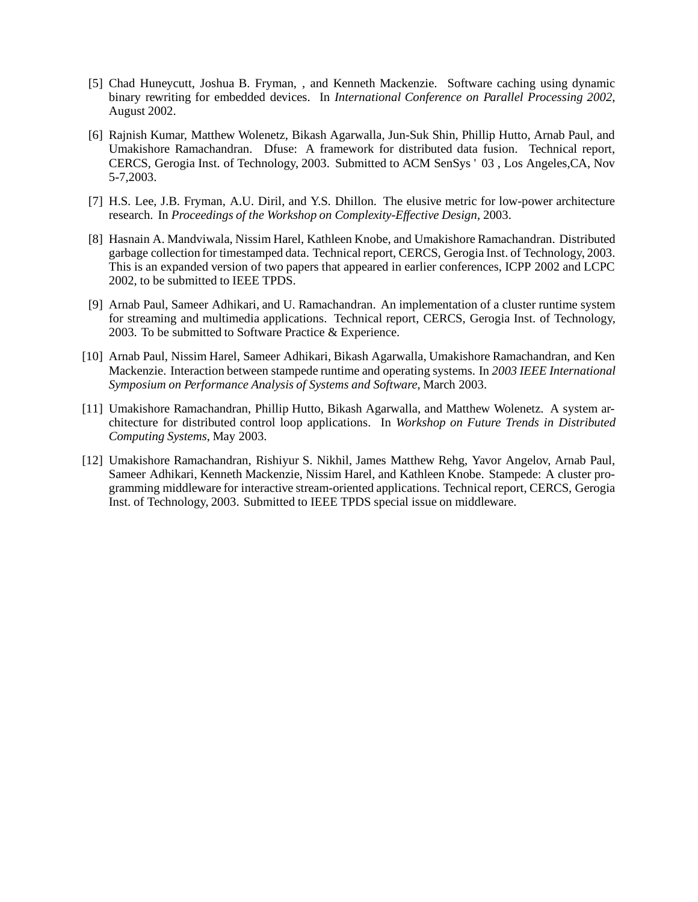[5] Chad Huneycutt, Joshua B. Fryman, , and Kenneth Mackenzie. Software caching using dynamic binary rewriting for embedded devices. In *International Conference on Parallel Processing 2002*, August 2002.

[6] Rajnish Kumar, Matthew Wolenetz, Bikash Agarwalla, Jun-Suk Shin, Phillip Hutto, Arnab Paul, and Umakishore Ramachandran. Dfuse: A framework for distributed data fusion. Technical report, CERCS, Gerogia Inst. of Technology, 2003. Submitted to ACM SenSys ' 03 , Los Angeles,CA, Nov 5-7,2003.

[7] H.S. Lee, J.B. Fryman, A.U. Diril, and Y.S. Dhillon. The elusive metric for low-power architecture research. In *Proceedings of the Workshop on Complexity-Effective Design*, 2003.

[8] Hasnain A. Mandviwala, Nissim Harel, Kathleen Knobe, and Umakishore Ramachandran. Distributed garbage collection for timestamped data. Technical report, CERCS, Gerogia Inst. of Technology, 2003. This is an expanded version of two papers that appeared in earlier conferences, ICPP 2002 and LCPC 2002, to be submitted to IEEE TPDS.

[9] Arnab Paul, Sameer Adhikari, and U. Ramachandran. An implementation of a cluster runtime system for streaming and multimedia applications. Technical report, CERCS, Gerogia Inst. of Technology, 2003. To be submitted to Software Practice & Experience.

[10] Arnab Paul, Nissim Harel, Sameer Adhikari, Bikash Agarwalla, Umakishore Ramachandran, and Ken Mackenzie. Interaction between stampede runtime and operating systems. In *2003 IEEE International Symposium on Performance Analysis of Systems and Software*, March 2003.

[11] Umakishore Ramachandran, Phillip Hutto, Bikash Agarwalla, and Matthew Wolenetz. A system architecture for distributed control loop applications. In *Workshop on Future Trends in Distributed Computing Systems*, May 2003.

[12] Umakishore Ramachandran, Rishiyur S. Nikhil, James Matthew Rehg, Yavor Angelov, Arnab Paul, Sameer Adhikari, Kenneth Mackenzie, Nissim Harel, and Kathleen Knobe. Stampede: A cluster programming middleware for interactive stream-oriented applications. Technical report, CERCS, Gerogia Inst. of Technology, 2003. Submitted to IEEE TPDS special issue on middleware.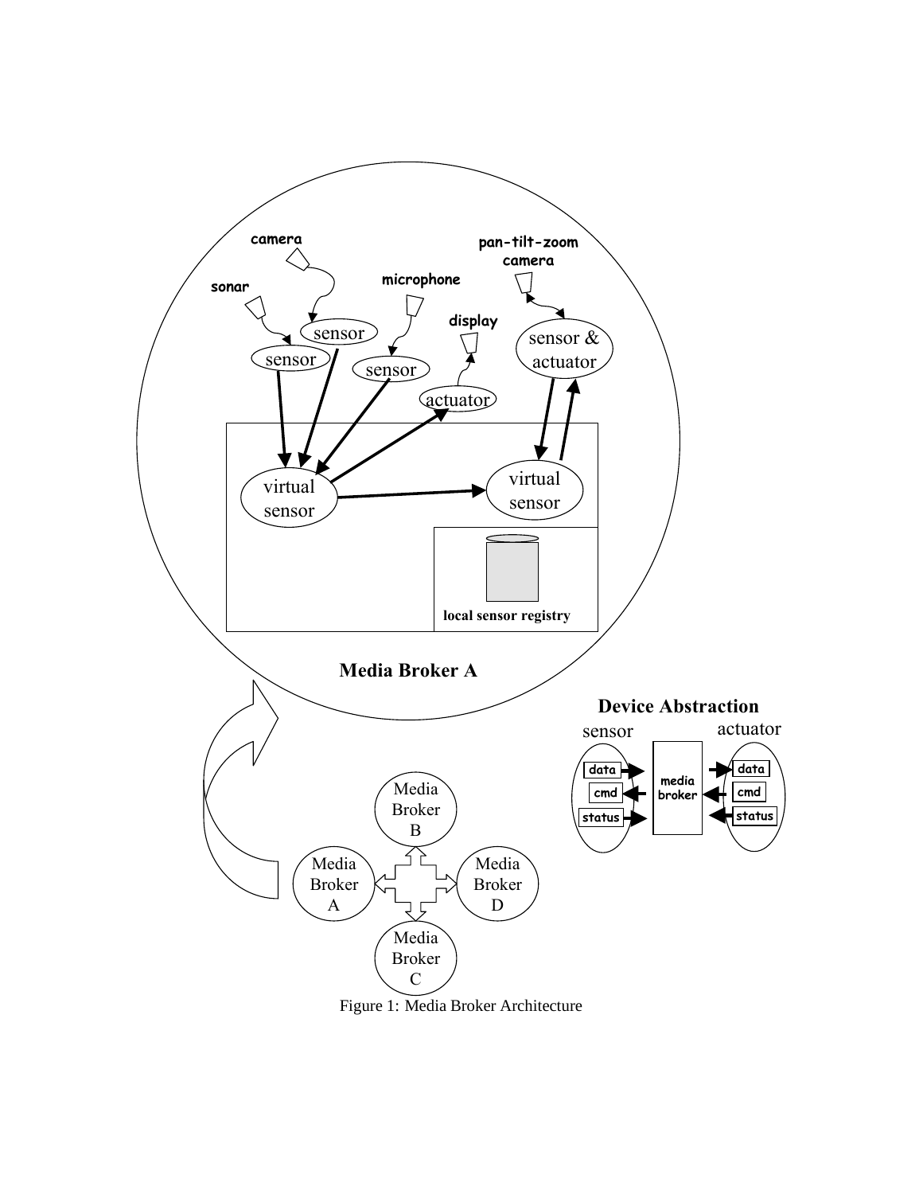camera

sonar

microphone

pan-tilt-zoom camera

display

sensor

sensor

sensor

actuator

sensor & actuator

virtual sensor

virtual sensor

local sensor registry

Media Broker A

Device Abstraction

sensor

actuator

data

cmd

status

media broker

data

cmd

status

Media Broker B

Media Broker A

Media Broker D

Media Broker C

Figure 1: Media Broker Architecture